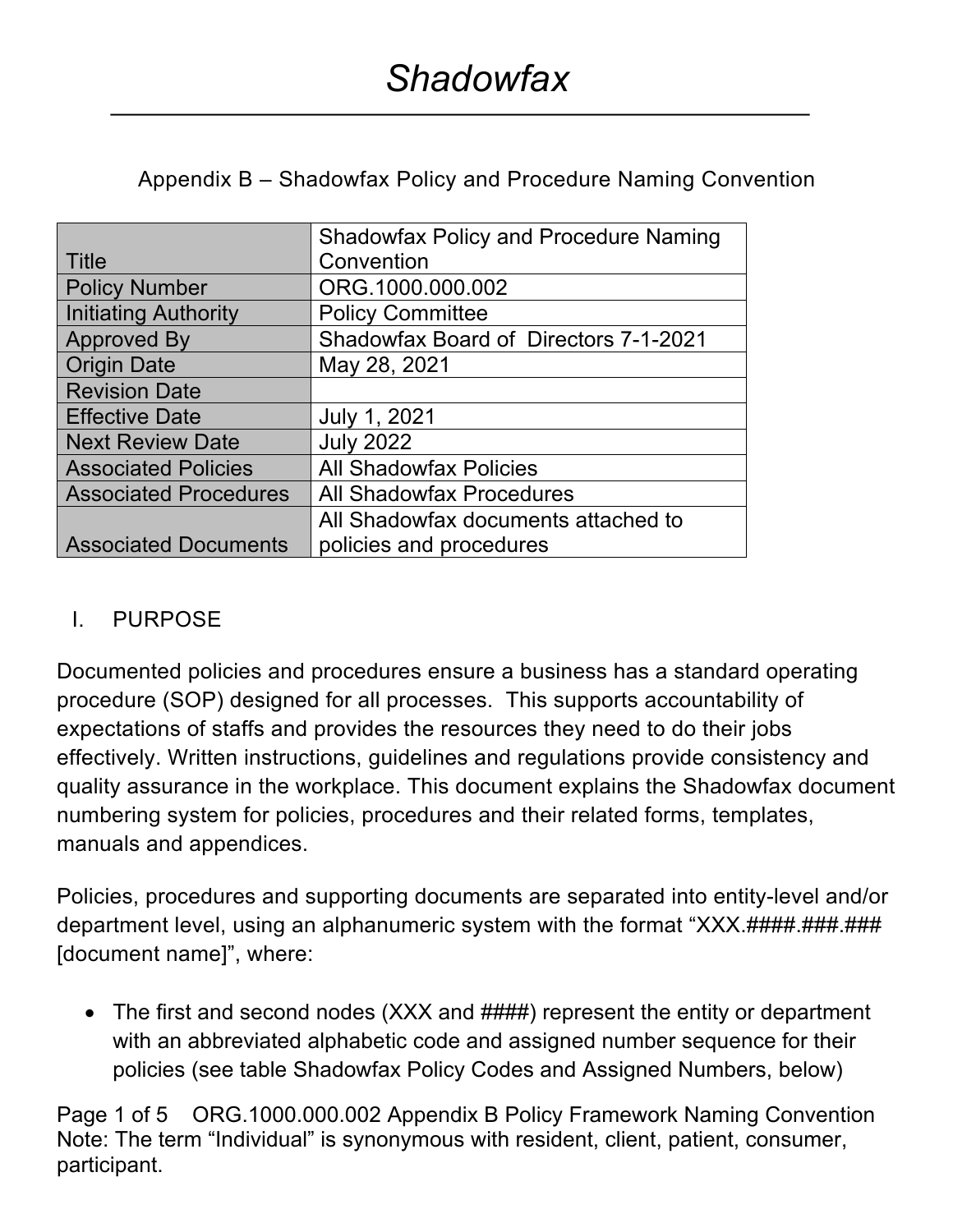# Shadowfax

## Appendix B – Shadowfax Policy and Procedure Naming Convention

| | |
|---|---|
| Title | Shadowfax Policy and Procedure Naming Convention |
| Policy Number | ORG.1000.000.002 |
| Initiating Authority | Policy Committee |
| Approved By | Shadowfax Board of Directors 7-1-2021 |
| Origin Date | May 28, 2021 |
| Revision Date | |
| Effective Date | July 1, 2021 |
| Next Review Date | July 2022 |
| Associated Policies | All Shadowfax Policies |
| Associated Procedures | All Shadowfax Procedures |
| Associated Documents | All Shadowfax documents attached to policies and procedures |

### I. PURPOSE

Documented policies and procedures ensure a business has a standard operating procedure (SOP) designed for all processes. This supports accountability of expectations of staffs and provides the resources they need to do their jobs effectively. Written instructions, guidelines and regulations provide consistency and quality assurance in the workplace. This document explains the Shadowfax document numbering system for policies, procedures and their related forms, templates, manuals and appendices.

Policies, procedures and supporting documents are separated into entity-level and/or department level, using an alphanumeric system with the format "XXX.####.###.### [document name]", where:

- The first and second nodes (XXX and ####) represent the entity or department with an abbreviated alphabetic code and assigned number sequence for their policies (see table Shadowfax Policy Codes and Assigned Numbers, below)

Note: The term "Individual" is synonymous with resident, client, patient, consumer, participant.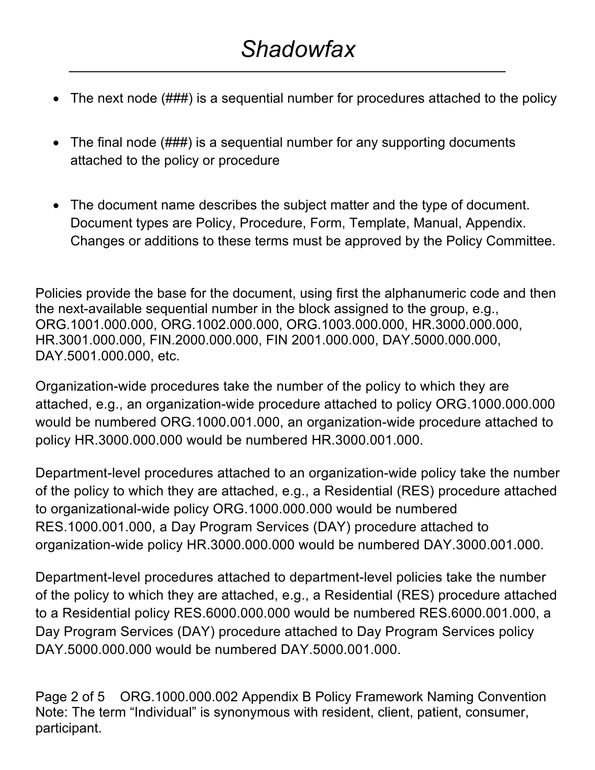- The next node (###) is a sequential number for procedures attached to the policy

- The final node (###) is a sequential number for any supporting documents attached to the policy or procedure

- The document name describes the subject matter and the type of document. Document types are Policy, Procedure, Form, Template, Manual, Appendix. Changes or additions to these terms must be approved by the Policy Committee.

Policies provide the base for the document, using first the alphanumeric code and then the next-available sequential number in the block assigned to the group, e.g., ORG.1001.000.000, ORG.1002.000.000, ORG.1003.000.000, HR.3000.000.000, HR.3001.000.000, FIN.2000.000.000, FIN 2001.000.000, DAY.5000.000.000, DAY.5001.000.000, etc.

Organization-wide procedures take the number of the policy to which they are attached, e.g., an organization-wide procedure attached to policy ORG.1000.000.000 would be numbered ORG.1000.001.000, an organization-wide procedure attached to policy HR.3000.000.000 would be numbered HR.3000.001.000.

Department-level procedures attached to an organization-wide policy take the number of the policy to which they are attached, e.g., a Residential (RES) procedure attached to organizational-wide policy ORG.1000.000.000 would be numbered RES.1000.001.000, a Day Program Services (DAY) procedure attached to organization-wide policy HR.3000.000.000 would be numbered DAY.3000.001.000.

Department-level procedures attached to department-level policies take the number of the policy to which they are attached, e.g., a Residential (RES) procedure attached to a Residential policy RES.6000.000.000 would be numbered RES.6000.001.000, a Day Program Services (DAY) procedure attached to Day Program Services policy DAY.5000.000.000 would be numbered DAY.5000.001.000.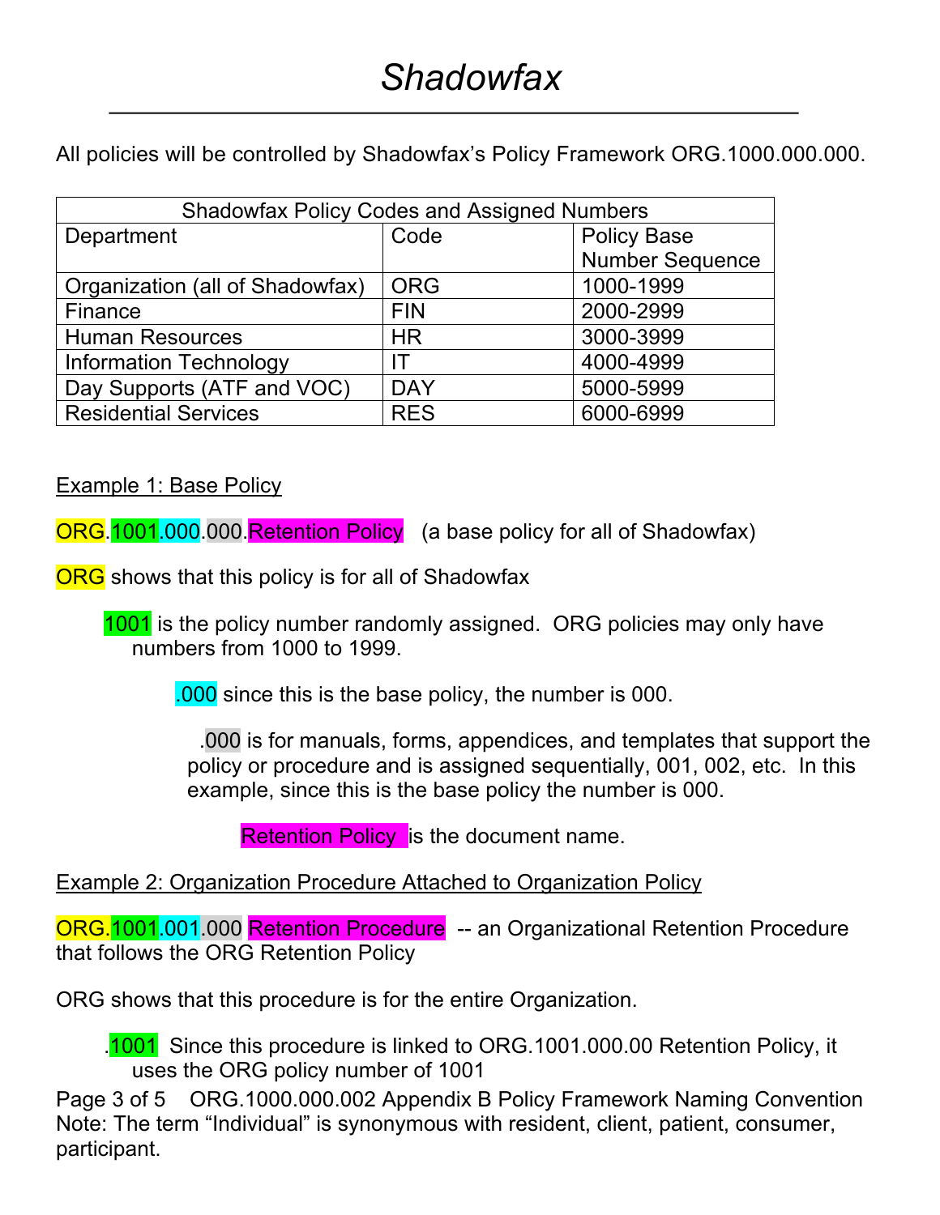# *Shadowfax*

All policies will be controlled by Shadowfax's Policy Framework ORG.1000.000.000.

| Shadowfax Policy Codes and Assigned Numbers | | |
|---|---|---|
| Department | Code | Policy Base Number Sequence |
| Organization (all of Shadowfax) | ORG | 1000-1999 |
| Finance | FIN | 2000-2999 |
| Human Resources | HR | 3000-3999 |
| Information Technology | IT | 4000-4999 |
| Day Supports (ATF and VOC) | DAY | 5000-5999 |
| Residential Services | RES | 6000-6999 |

<u>Example 1: Base Policy</u>

ORG.1001.000.000.Retention Policy   (a base policy for all of Shadowfax)

ORG shows that this policy is for all of Shadowfax

1001 is the policy number randomly assigned. ORG policies may only have numbers from 1000 to 1999.

.000 since this is the base policy, the number is 000.

.000 is for manuals, forms, appendices, and templates that support the policy or procedure and is assigned sequentially, 001, 002, etc. In this example, since this is the base policy the number is 000.

Retention Policy is the document name.

<u>Example 2: Organization Procedure Attached to Organization Policy</u>

ORG.1001.001.000 Retention Procedure -- an Organizational Retention Procedure that follows the ORG Retention Policy

ORG shows that this procedure is for the entire Organization.

.1001 Since this procedure is linked to ORG.1001.000.00 Retention Policy, it uses the ORG policy number of 1001

Note: The term "Individual" is synonymous with resident, client, patient, consumer, participant.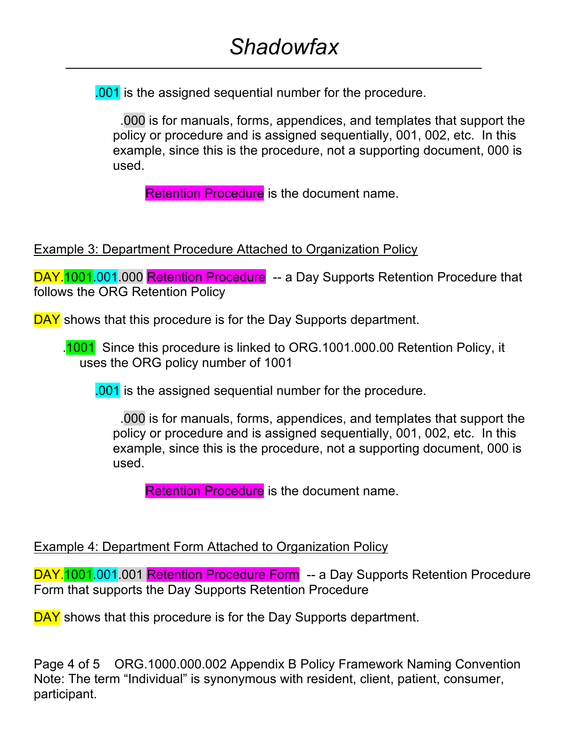.001 is the assigned sequential number for the procedure.

.000 is for manuals, forms, appendices, and templates that support the policy or procedure and is assigned sequentially, 001, 002, etc. In this example, since this is the procedure, not a supporting document, 000 is used.

Retention Procedure is the document name.

<u>Example 3: Department Procedure Attached to Organization Policy</u>

DAY.1001.001.000 Retention Procedure -- a Day Supports Retention Procedure that follows the ORG Retention Policy

DAY shows that this procedure is for the Day Supports department.

.1001 Since this procedure is linked to ORG.1001.000.00 Retention Policy, it uses the ORG policy number of 1001

.001 is the assigned sequential number for the procedure.

.000 is for manuals, forms, appendices, and templates that support the policy or procedure and is assigned sequentially, 001, 002, etc. In this example, since this is the procedure, not a supporting document, 000 is used.

Retention Procedure is the document name.

<u>Example 4: Department Form Attached to Organization Policy</u>

DAY.1001.001.001 Retention Procedure Form -- a Day Supports Retention Procedure Form that supports the Day Supports Retention Procedure

DAY shows that this procedure is for the Day Supports department.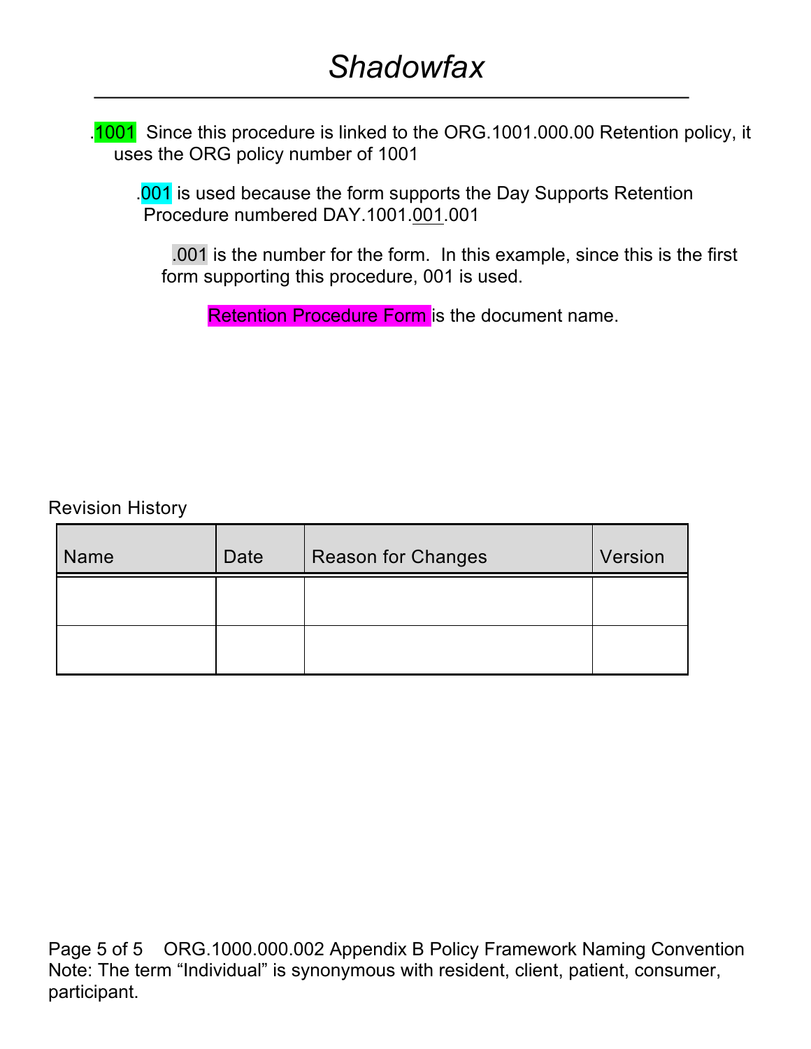.1001 Since this procedure is linked to the ORG.1001.000.00 Retention policy, it uses the ORG policy number of 1001

.001 is used because the form supports the Day Supports Retention Procedure numbered DAY.1001.001.001

.001 is the number for the form. In this example, since this is the first form supporting this procedure, 001 is used.

Retention Procedure Form is the document name.

Revision History

| Name | Date | Reason for Changes | Version |
|---|---|---|---|
| | | | |
| | | | |

Note: The term “Individual” is synonymous with resident, client, patient, consumer, participant.